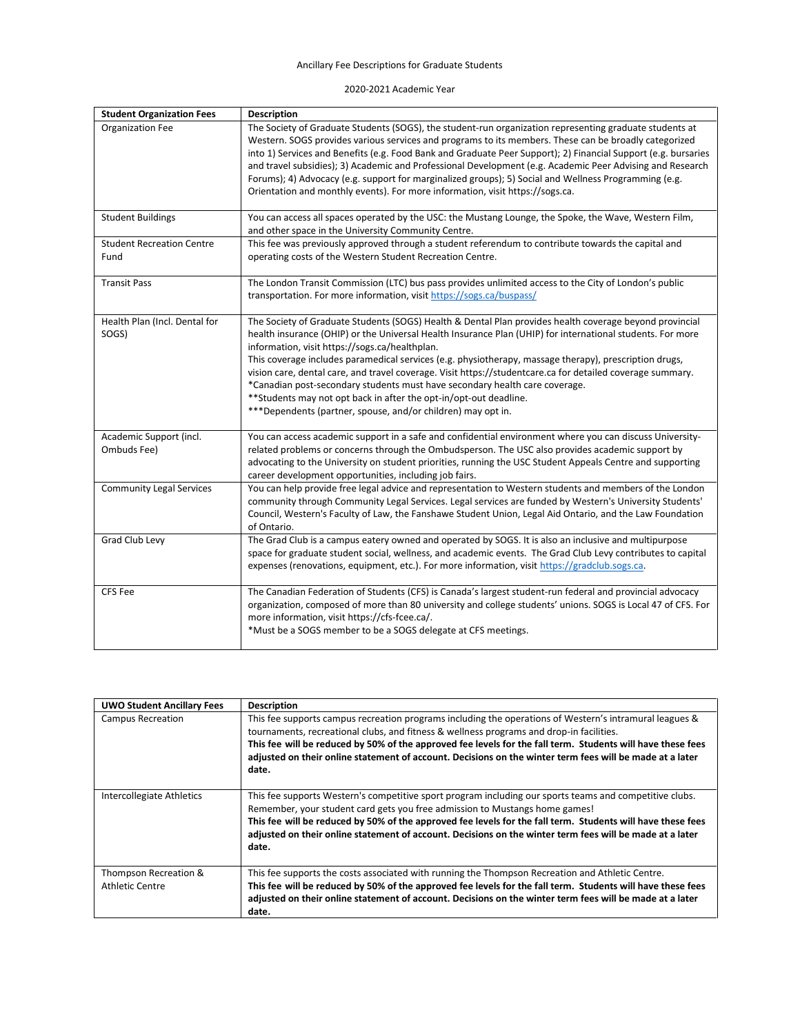Ancillary Fee Descriptions for Graduate Students

2020-2021 Academic Year

| Student Organization Fees | Description |
|---|---|
| Organization Fee | The Society of Graduate Students (SOGS), the student-run organization representing graduate students at Western. SOGS provides various services and programs to its members. These can be broadly categorized into 1) Services and Benefits (e.g. Food Bank and Graduate Peer Support); 2) Financial Support (e.g. bursaries and travel subsidies); 3) Academic and Professional Development (e.g. Academic Peer Advising and Research Forums); 4) Advocacy (e.g. support for marginalized groups); 5) Social and Wellness Programming (e.g. Orientation and monthly events). For more information, visit https://sogs.ca. |
| Student Buildings | You can access all spaces operated by the USC: the Mustang Lounge, the Spoke, the Wave, Western Film, and other space in the University Community Centre. |
| Student Recreation Centre Fund | This fee was previously approved through a student referendum to contribute towards the capital and operating costs of the Western Student Recreation Centre. |
| Transit Pass | The London Transit Commission (LTC) bus pass provides unlimited access to the City of London's public transportation. For more information, visit https://sogs.ca/buspass/ |
| Health Plan (Incl. Dental for SOGS) | The Society of Graduate Students (SOGS) Health & Dental Plan provides health coverage beyond provincial health insurance (OHIP) or the Universal Health Insurance Plan (UHIP) for international students. For more information, visit https://sogs.ca/healthplan. This coverage includes paramedical services (e.g. physiotherapy, massage therapy), prescription drugs, vision care, dental care, and travel coverage. Visit https://studentcare.ca for detailed coverage summary. *Canadian post-secondary students must have secondary health care coverage. **Students may not opt back in after the opt-in/opt-out deadline. ***Dependents (partner, spouse, and/or children) may opt in. |
| Academic Support (incl. Ombuds Fee) | You can access academic support in a safe and confidential environment where you can discuss University-related problems or concerns through the Ombudsperson. The USC also provides academic support by advocating to the University on student priorities, running the USC Student Appeals Centre and supporting career development opportunities, including job fairs. |
| Community Legal Services | You can help provide free legal advice and representation to Western students and members of the London community through Community Legal Services. Legal services are funded by Western's University Students' Council, Western's Faculty of Law, the Fanshawe Student Union, Legal Aid Ontario, and the Law Foundation of Ontario. |
| Grad Club Levy | The Grad Club is a campus eatery owned and operated by SOGS. It is also an inclusive and multipurpose space for graduate student social, wellness, and academic events. The Grad Club Levy contributes to capital expenses (renovations, equipment, etc.). For more information, visit https://gradclub.sogs.ca. |
| CFS Fee | The Canadian Federation of Students (CFS) is Canada's largest student-run federal and provincial advocacy organization, composed of more than 80 university and college students' unions. SOGS is Local 47 of CFS. For more information, visit https://cfs-fcee.ca/. *Must be a SOGS member to be a SOGS delegate at CFS meetings. |

| UWO Student Ancillary Fees | Description |
|---|---|
| Campus Recreation | This fee supports campus recreation programs including the operations of Western's intramural leagues & tournaments, recreational clubs, and fitness & wellness programs and drop-in facilities. **This fee will be reduced by 50% of the approved fee levels for the fall term. Students will have these fees adjusted on their online statement of account. Decisions on the winter term fees will be made at a later date.** |
| Intercollegiate Athletics | This fee supports Western's competitive sport program including our sports teams and competitive clubs. Remember, your student card gets you free admission to Mustangs home games! **This fee will be reduced by 50% of the approved fee levels for the fall term. Students will have these fees adjusted on their online statement of account. Decisions on the winter term fees will be made at a later date.** |
| Thompson Recreation & Athletic Centre | This fee supports the costs associated with running the Thompson Recreation and Athletic Centre. **This fee will be reduced by 50% of the approved fee levels for the fall term. Students will have these fees adjusted on their online statement of account. Decisions on the winter term fees will be made at a later date.** |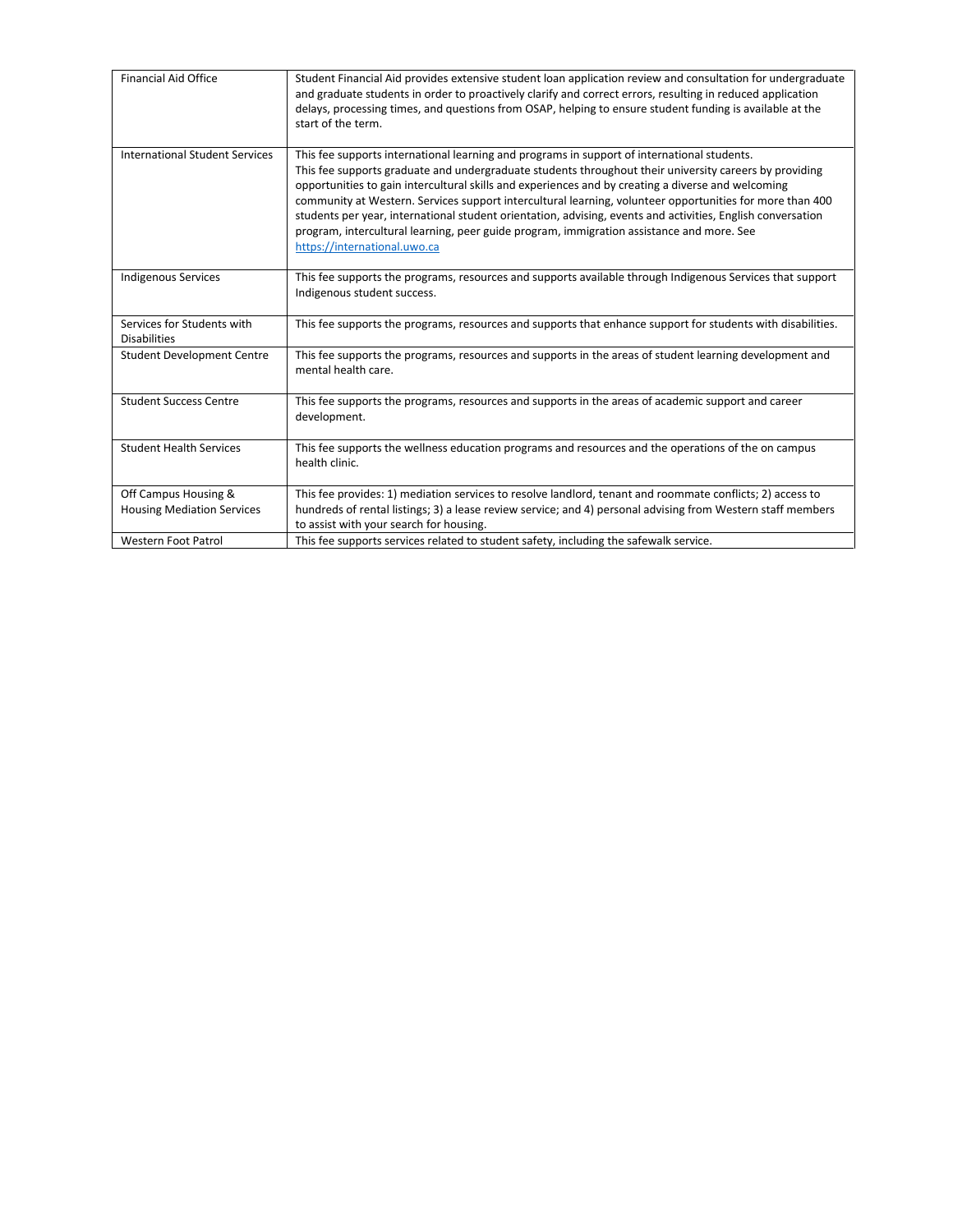| | |
|---|---|
| Financial Aid Office | Student Financial Aid provides extensive student loan application review and consultation for undergraduate and graduate students in order to proactively clarify and correct errors, resulting in reduced application delays, processing times, and questions from OSAP, helping to ensure student funding is available at the start of the term. |
| International Student Services | This fee supports international learning and programs in support of international students. This fee supports graduate and undergraduate students throughout their university careers by providing opportunities to gain intercultural skills and experiences and by creating a diverse and welcoming community at Western. Services support intercultural learning, volunteer opportunities for more than 400 students per year, international student orientation, advising, events and activities, English conversation program, intercultural learning, peer guide program, immigration assistance and more. See https://international.uwo.ca |
| Indigenous Services | This fee supports the programs, resources and supports available through Indigenous Services that support Indigenous student success. |
| Services for Students with Disabilities | This fee supports the programs, resources and supports that enhance support for students with disabilities. |
| Student Development Centre | This fee supports the programs, resources and supports in the areas of student learning development and mental health care. |
| Student Success Centre | This fee supports the programs, resources and supports in the areas of academic support and career development. |
| Student Health Services | This fee supports the wellness education programs and resources and the operations of the on campus health clinic. |
| Off Campus Housing & Housing Mediation Services | This fee provides: 1) mediation services to resolve landlord, tenant and roommate conflicts; 2) access to hundreds of rental listings; 3) a lease review service; and 4) personal advising from Western staff members to assist with your search for housing. |
| Western Foot Patrol | This fee supports services related to student safety, including the safewalk service. |